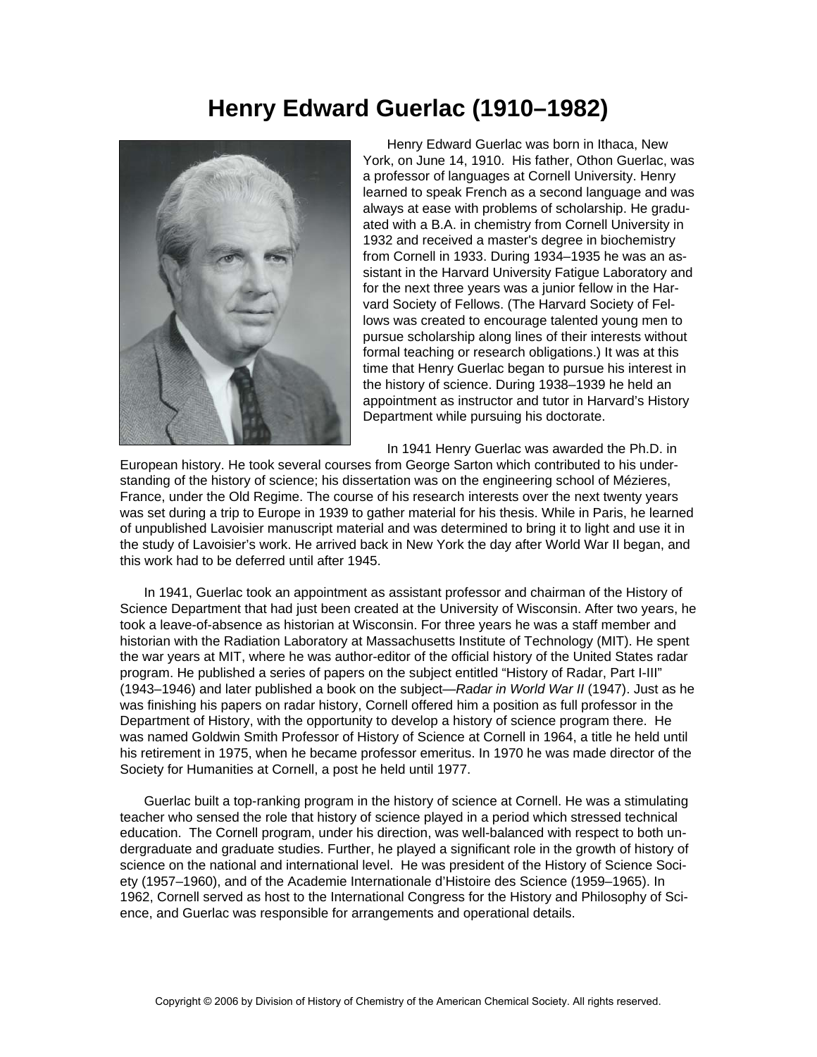# Henry Edward Guerlac (1910–1982)

Henry Edward Guerlac was born in Ithaca, New York, on June 14, 1910. His father, Othon Guerlac, was a professor of languages at Cornell University. Henry learned to speak French as a second language and was always at ease with problems of scholarship. He graduated with a B.A. in chemistry from Cornell University in 1932 and received a master's degree in biochemistry from Cornell in 1933. During 1934–1935 he was an assistant in the Harvard University Fatigue Laboratory and for the next three years was a junior fellow in the Harvard Society of Fellows. (The Harvard Society of Fellows was created to encourage talented young men to pursue scholarship along lines of their interests without formal teaching or research obligations.) It was at this time that Henry Guerlac began to pursue his interest in the history of science. During 1938–1939 he held an appointment as instructor and tutor in Harvard's History Department while pursuing his doctorate.

In 1941 Henry Guerlac was awarded the Ph.D. in European history. He took several courses from George Sarton which contributed to his understanding of the history of science; his dissertation was on the engineering school of Mézieres, France, under the Old Regime. The course of his research interests over the next twenty years was set during a trip to Europe in 1939 to gather material for his thesis. While in Paris, he learned of unpublished Lavoisier manuscript material and was determined to bring it to light and use it in the study of Lavoisier's work. He arrived back in New York the day after World War II began, and this work had to be deferred until after 1945.

In 1941, Guerlac took an appointment as assistant professor and chairman of the History of Science Department that had just been created at the University of Wisconsin. After two years, he took a leave-of-absence as historian at Wisconsin. For three years he was a staff member and historian with the Radiation Laboratory at Massachusetts Institute of Technology (MIT). He spent the war years at MIT, where he was author-editor of the official history of the United States radar program. He published a series of papers on the subject entitled "History of Radar, Part I-III" (1943–1946) and later published a book on the subject—*Radar in World War II* (1947). Just as he was finishing his papers on radar history, Cornell offered him a position as full professor in the Department of History, with the opportunity to develop a history of science program there. He was named Goldwin Smith Professor of History of Science at Cornell in 1964, a title he held until his retirement in 1975, when he became professor emeritus. In 1970 he was made director of the Society for Humanities at Cornell, a post he held until 1977.

Guerlac built a top-ranking program in the history of science at Cornell. He was a stimulating teacher who sensed the role that history of science played in a period which stressed technical education. The Cornell program, under his direction, was well-balanced with respect to both undergraduate and graduate studies. Further, he played a significant role in the growth of history of science on the national and international level. He was president of the History of Science Society (1957–1960), and of the Academie Internationale d'Histoire des Science (1959–1965). In 1962, Cornell served as host to the International Congress for the History and Philosophy of Science, and Guerlac was responsible for arrangements and operational details.

Copyright © 2006 by Division of History of Chemistry of the American Chemical Society. All rights reserved.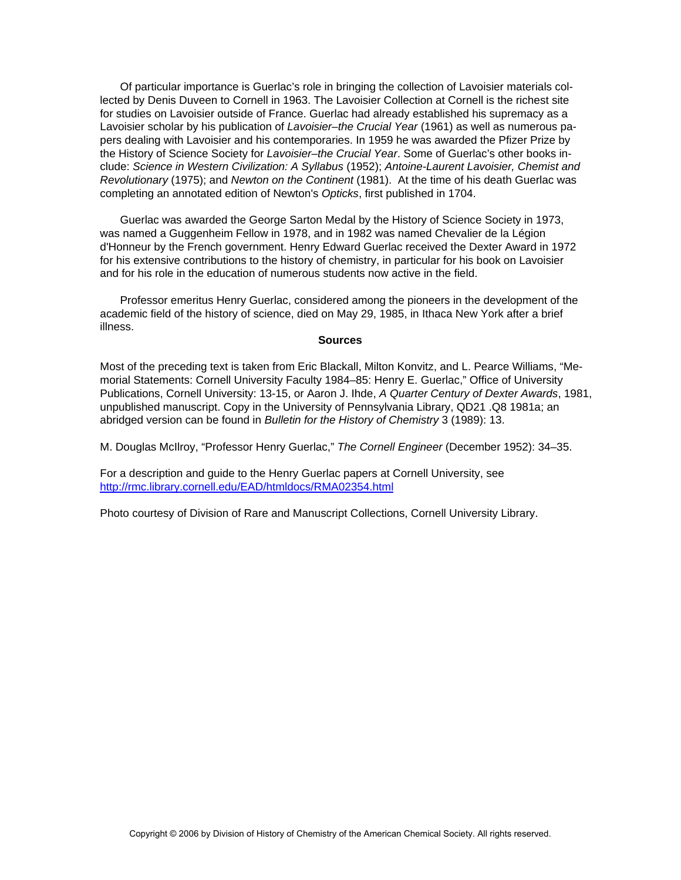Of particular importance is Guerlac's role in bringing the collection of Lavoisier materials collected by Denis Duveen to Cornell in 1963. The Lavoisier Collection at Cornell is the richest site for studies on Lavoisier outside of France. Guerlac had already established his supremacy as a Lavoisier scholar by his publication of *Lavoisier–the Crucial Year* (1961) as well as numerous papers dealing with Lavoisier and his contemporaries. In 1959 he was awarded the Pfizer Prize by the History of Science Society for *Lavoisier–the Crucial Year*. Some of Guerlac's other books include: *Science in Western Civilization: A Syllabus* (1952); *Antoine-Laurent Lavoisier, Chemist and Revolutionary* (1975); and *Newton on the Continent* (1981). At the time of his death Guerlac was completing an annotated edition of Newton's *Opticks*, first published in 1704.

Guerlac was awarded the George Sarton Medal by the History of Science Society in 1973, was named a Guggenheim Fellow in 1978, and in 1982 was named Chevalier de la Légion d'Honneur by the French government. Henry Edward Guerlac received the Dexter Award in 1972 for his extensive contributions to the history of chemistry, in particular for his book on Lavoisier and for his role in the education of numerous students now active in the field.

Professor emeritus Henry Guerlac, considered among the pioneers in the development of the academic field of the history of science, died on May 29, 1985, in Ithaca New York after a brief illness.

**Sources**

Most of the preceding text is taken from Eric Blackall, Milton Konvitz, and L. Pearce Williams, "Memorial Statements: Cornell University Faculty 1984–85: Henry E. Guerlac," Office of University Publications, Cornell University: 13-15, or Aaron J. Ihde, *A Quarter Century of Dexter Awards*, 1981, unpublished manuscript. Copy in the University of Pennsylvania Library, QD21 .Q8 1981a; an abridged version can be found in *Bulletin for the History of Chemistry* 3 (1989): 13.

M. Douglas McIlroy, "Professor Henry Guerlac," *The Cornell Engineer* (December 1952): 34–35.

For a description and guide to the Henry Guerlac papers at Cornell University, see http://rmc.library.cornell.edu/EAD/htmldocs/RMA02354.html

Photo courtesy of Division of Rare and Manuscript Collections, Cornell University Library.

Copyright © 2006 by Division of History of Chemistry of the American Chemical Society. All rights reserved.